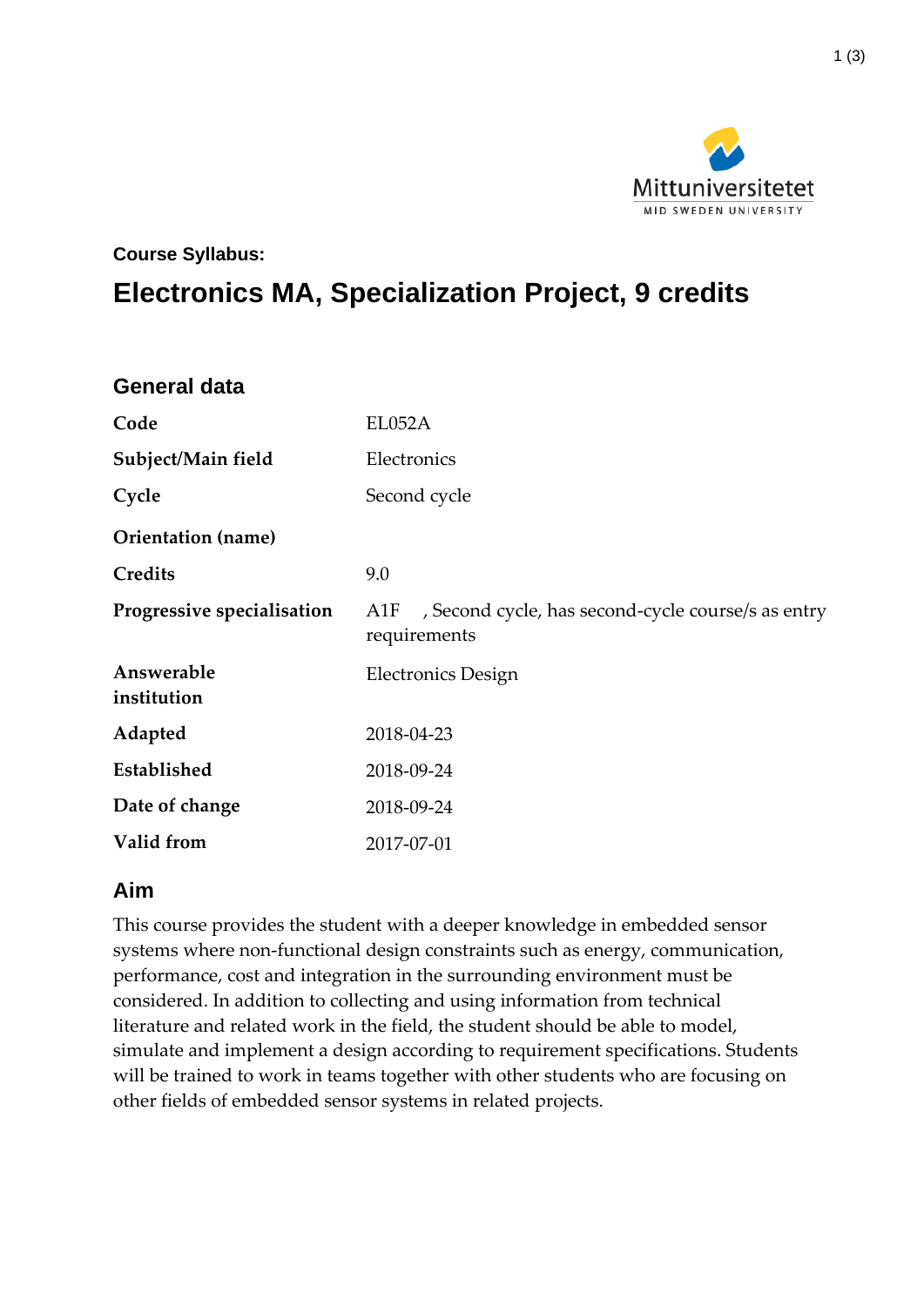Course Syllabus:

# Electronics MA, Specialization Project, 9 credits

## General data

| | |
|---|---|
| **Code** | EL052A |
| **Subject/Main field** | Electronics |
| **Cycle** | Second cycle |
| **Orientation (name)** | |
| **Credits** | 9.0 |
| **Progressive specialisation** | A1F , Second cycle, has second-cycle course/s as entry requirements |
| **Answerable institution** | Electronics Design |
| **Adapted** | 2018-04-23 |
| **Established** | 2018-09-24 |
| **Date of change** | 2018-09-24 |
| **Valid from** | 2017-07-01 |

## Aim

This course provides the student with a deeper knowledge in embedded sensor systems where non-functional design constraints such as energy, communication, performance, cost and integration in the surrounding environment must be considered. In addition to collecting and using information from technical literature and related work in the field, the student should be able to model, simulate and implement a design according to requirement specifications. Students will be trained to work in teams together with other students who are focusing on other fields of embedded sensor systems in related projects.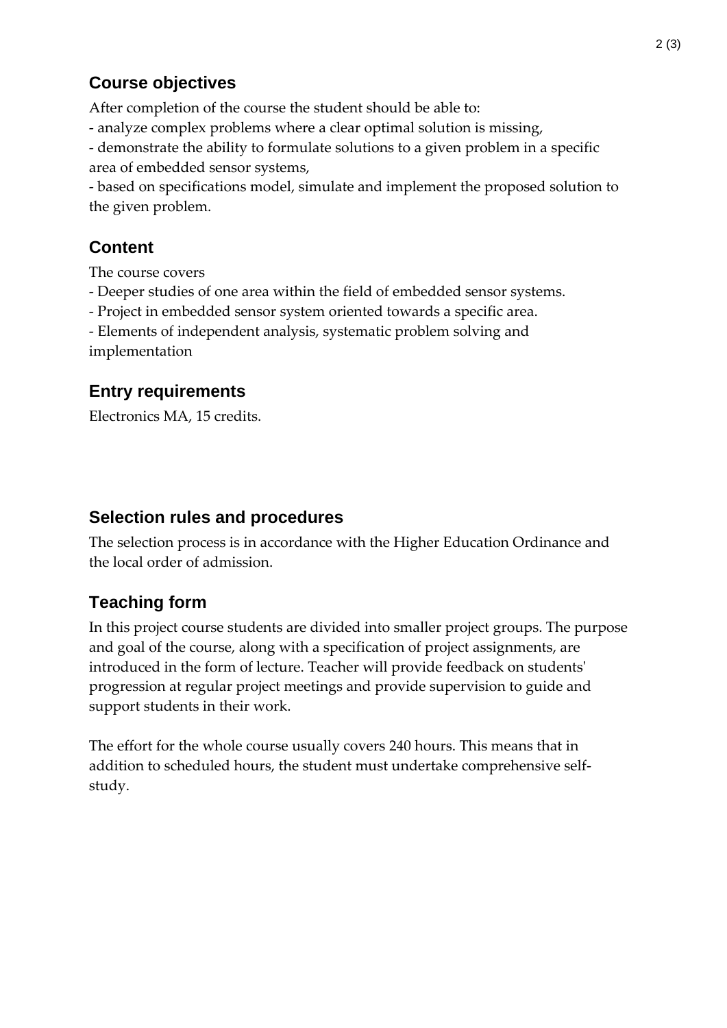## Course objectives

After completion of the course the student should be able to:

- analyze complex problems where a clear optimal solution is missing,
- demonstrate the ability to formulate solutions to a given problem in a specific area of embedded sensor systems,
- based on specifications model, simulate and implement the proposed solution to the given problem.

## Content

The course covers

- Deeper studies of one area within the field of embedded sensor systems.
- Project in embedded sensor system oriented towards a specific area.
- Elements of independent analysis, systematic problem solving and implementation

## Entry requirements

Electronics MA, 15 credits.

## Selection rules and procedures

The selection process is in accordance with the Higher Education Ordinance and the local order of admission.

## Teaching form

In this project course students are divided into smaller project groups. The purpose and goal of the course, along with a specification of project assignments, are introduced in the form of lecture. Teacher will provide feedback on students' progression at regular project meetings and provide supervision to guide and support students in their work.

The effort for the whole course usually covers 240 hours. This means that in addition to scheduled hours, the student must undertake comprehensive self-study.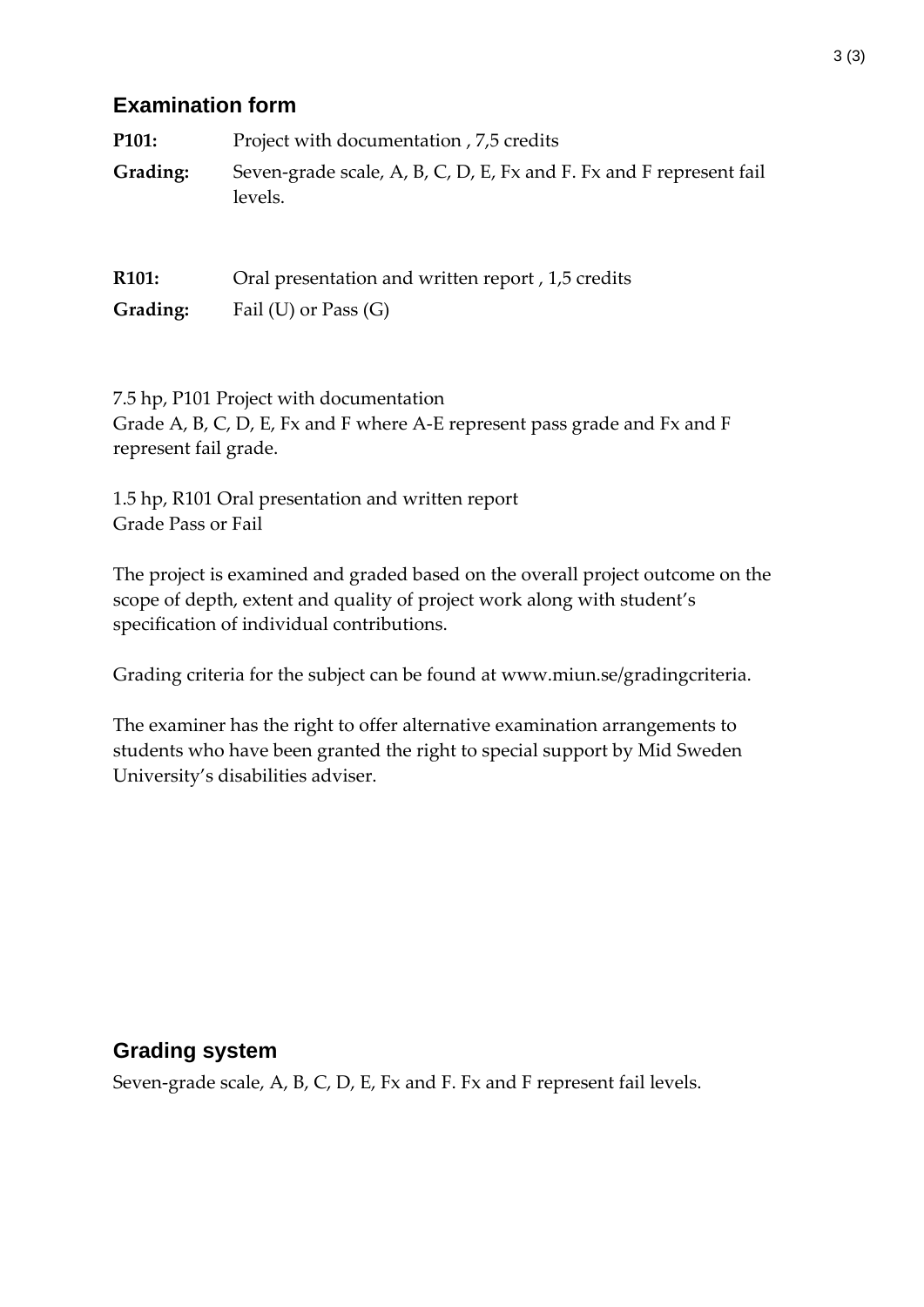## Examination form

**P101:** Project with documentation , 7,5 credits

**Grading:** Seven-grade scale, A, B, C, D, E, Fx and F. Fx and F represent fail levels.

**R101:** Oral presentation and written report , 1,5 credits

**Grading:** Fail (U) or Pass (G)

7.5 hp, P101 Project with documentation
Grade A, B, C, D, E, Fx and F where A-E represent pass grade and Fx and F represent fail grade.

1.5 hp, R101 Oral presentation and written report
Grade Pass or Fail

The project is examined and graded based on the overall project outcome on the scope of depth, extent and quality of project work along with student's specification of individual contributions.

Grading criteria for the subject can be found at www.miun.se/gradingcriteria.

The examiner has the right to offer alternative examination arrangements to students who have been granted the right to special support by Mid Sweden University's disabilities adviser.

## Grading system

Seven-grade scale, A, B, C, D, E, Fx and F. Fx and F represent fail levels.